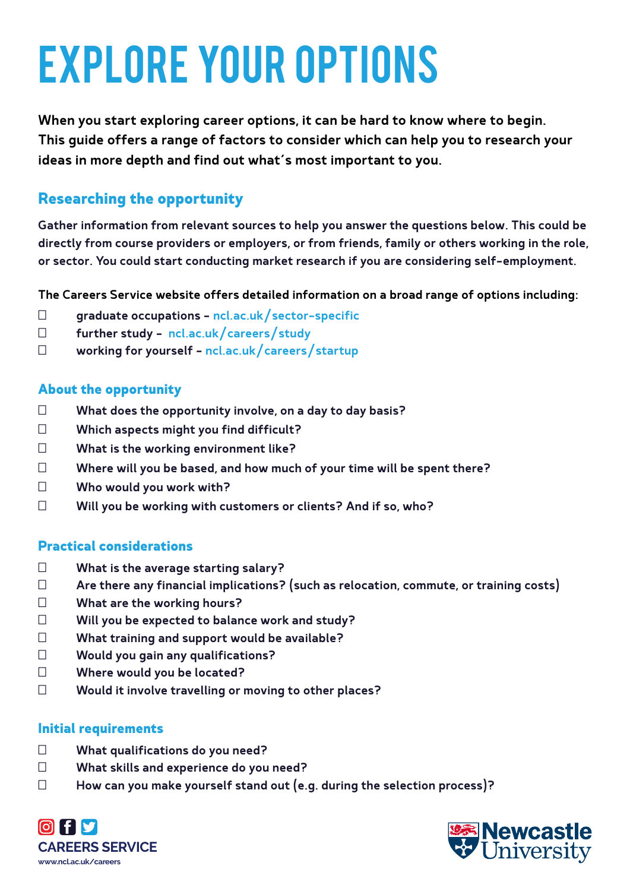# EXPLORE YOUR OPTIONS

**When you start exploring career options, it can be hard to know where to begin. This guide offers a range of factors to consider which can help you to research your ideas in more depth and find out what´s most important to you.**

## Researching the opportunity

Gather information from relevant sources to help you answer the questions below. This could be directly from course providers or employers, or from friends, family or others working in the role, or sector. You could start conducting market research if you are considering self-employment.

The Careers Service website offers detailed information on a broad range of options including:

- ☐ graduate occupations – ncl.ac.uk/sector-specific
- ☐ further study – ncl.ac.uk/careers/study
- ☐ working for yourself – ncl.ac.uk/careers/startup

## About the opportunity

- ☐ What does the opportunity involve, on a day to day basis?
- ☐ Which aspects might you find difficult?
- ☐ What is the working environment like?
- ☐ Where will you be based, and how much of your time will be spent there?
- ☐ Who would you work with?
- ☐ Will you be working with customers or clients? And if so, who?

## Practical considerations

- ☐ What is the average starting salary?
- ☐ Are there any financial implications? (such as relocation, commute, or training costs)
- ☐ What are the working hours?
- ☐ Will you be expected to balance work and study?
- ☐ What training and support would be available?
- ☐ Would you gain any qualifications?
- ☐ Where would you be located?
- ☐ Would it involve travelling or moving to other places?

## Initial requirements

- ☐ What qualifications do you need?
- ☐ What skills and experience do you need?
- ☐ How can you make yourself stand out (e.g. during the selection process)?

CAREERS SERVICE
www.ncl.ac.uk/careers

Newcastle University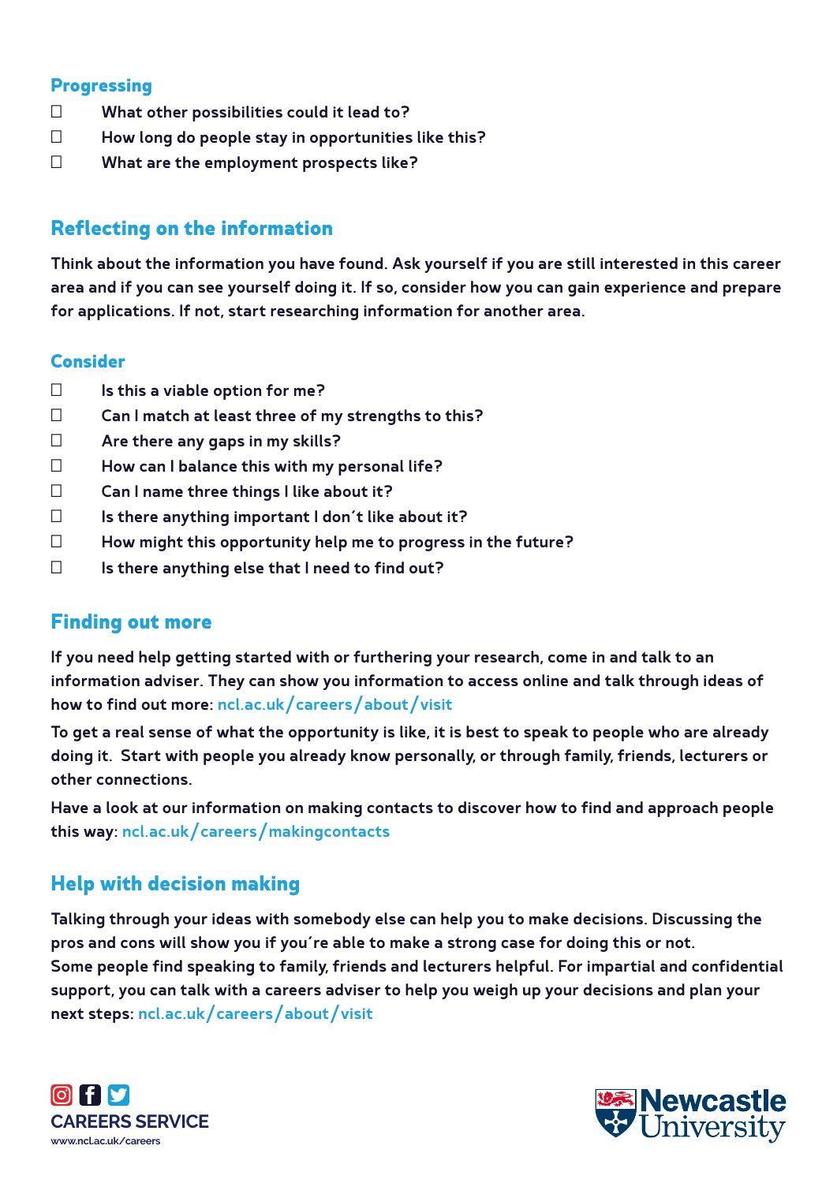## Progressing

- ☐ What other possibilities could it lead to?
- ☐ How long do people stay in opportunities like this?
- ☐ What are the employment prospects like?

## Reflecting on the information

Think about the information you have found. Ask yourself if you are still interested in this career area and if you can see yourself doing it. If so, consider how you can gain experience and prepare for applications. If not, start researching information for another area.

## Consider

- ☐ Is this a viable option for me?
- ☐ Can I match at least three of my strengths to this?
- ☐ Are there any gaps in my skills?
- ☐ How can I balance this with my personal life?
- ☐ Can I name three things I like about it?
- ☐ Is there anything important I don´t like about it?
- ☐ How might this opportunity help me to progress in the future?
- ☐ Is there anything else that I need to find out?

## Finding out more

If you need help getting started with or furthering your research, come in and talk to an information adviser. They can show you information to access online and talk through ideas of how to find out more: ncl.ac.uk/careers/about/visit

To get a real sense of what the opportunity is like, it is best to speak to people who are already doing it. Start with people you already know personally, or through family, friends, lecturers or other connections.

Have a look at our information on making contacts to discover how to find and approach people this way: ncl.ac.uk/careers/makingcontacts

## Help with decision making

Talking through your ideas with somebody else can help you to make decisions. Discussing the pros and cons will show you if you´re able to make a strong case for doing this or not.
Some people find speaking to family, friends and lecturers helpful. For impartial and confidential support, you can talk with a careers adviser to help you weigh up your decisions and plan your next steps: ncl.ac.uk/careers/about/visit

CAREERS SERVICE
www.ncl.ac.uk/careers

Newcastle University